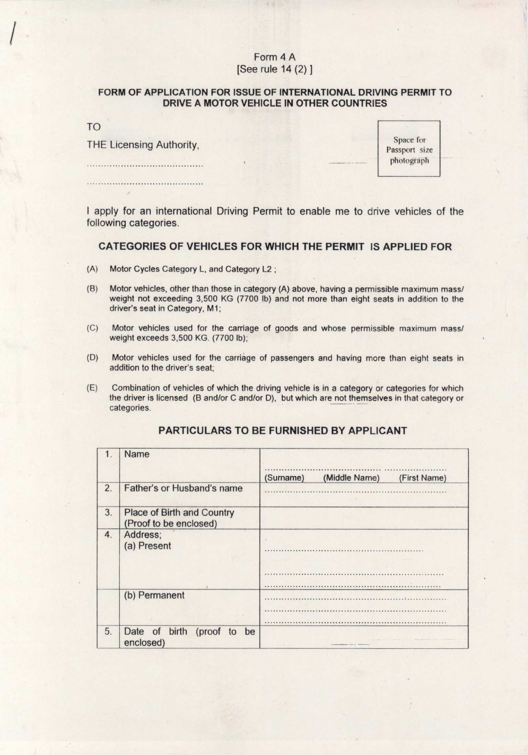Form 4 A
[See rule 14 (2) ]

**FORM OF APPLICATION FOR ISSUE OF INTERNATIONAL DRIVING PERMIT TO DRIVE A MOTOR VEHICLE IN OTHER COUNTRIES**

TO

THE Licensing Authority,

........................................

........................................

Space for Passport size photograph

I apply for an international Driving Permit to enable me to drive vehicles of the following categories.

## CATEGORIES OF VEHICLES FOR WHICH THE PERMIT IS APPLIED FOR

(A) Motor Cycles Category L, and Category L2 ;

(B) Motor vehicles, other than those in category (A) above, having a permissible maximum mass/ weight not exceeding 3,500 KG (7700 lb) and not more than eight seats in addition to the driver's seat in Category, M1;

(C) Motor vehicles used for the carriage of goods and whose permissible maximum mass/ weight exceeds 3,500 KG. (7700 lb);

(D) Motor vehicles used for the carriage of passengers and having more than eight seats in addition to the driver's seat;

(E) Combination of vehicles of which the driving vehicle is in a category or categories for which the driver is licensed (B and/or C and/or D), but which are not themselves in that category or categories.

## PARTICULARS TO BE FURNISHED BY APPLICANT

| | | |
|---|---|---|
| 1. | Name | ........................................ ...................... (Surname) (Middle Name) (First Name) |
| 2. | Father's or Husband's name | ............................................................... |
| 3. | Place of Birth and Country (Proof to be enclosed) | |
| 4. | Address; (a) Present | ........................................................ ............................................................... ............................................................... |
| | (b) Permanent | ............................................................... ............................................................... ............................................................... |
| 5. | Date of birth (proof to be enclosed) | |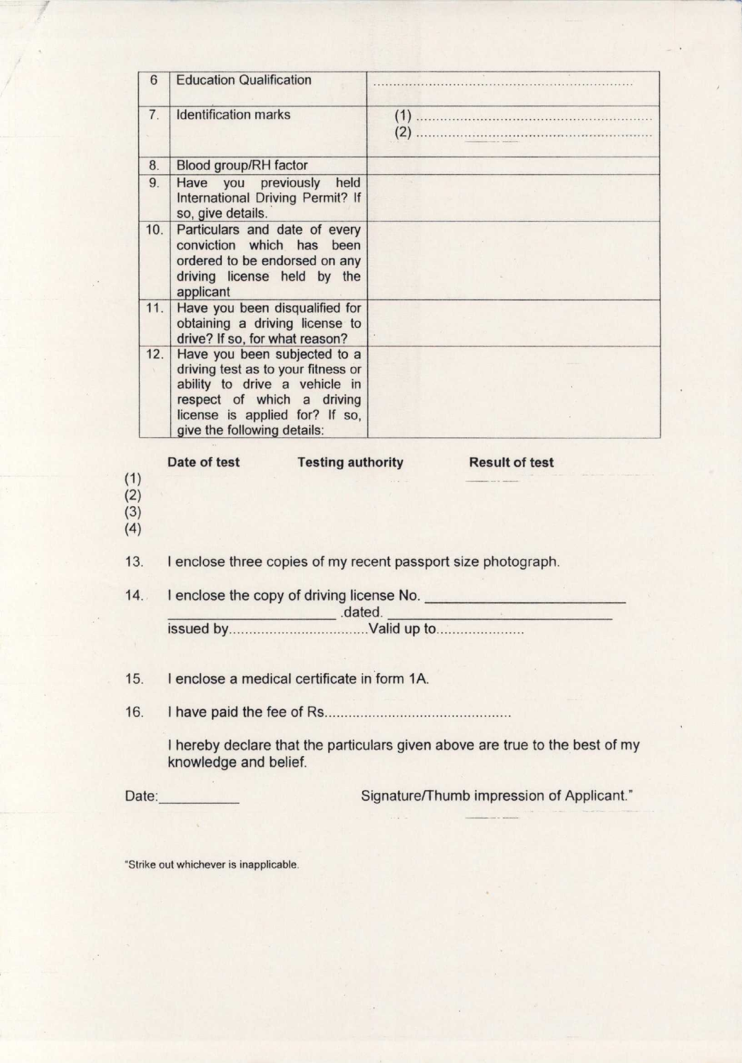| | | |
|---|---|---|
| 6 | Education Qualification | ................................................................ |
| 7. | Identification marks | (1) ........................................................ (2) ........................................................ |
| 8. | Blood group/RH factor | |
| 9. | Have you previously held International Driving Permit? If so, give details. | |
| 10. | Particulars and date of every conviction which has been ordered to be endorsed on any driving license held by the applicant | |
| 11. | Have you been disqualified for obtaining a driving license to drive? If so, for what reason? | |
| 12. | Have you been subjected to a driving test as to your fitness or ability to drive a vehicle in respect of which a driving license is applied for? If so, give the following details: | |

| | Date of test | Testing authority | Result of test |
|---|---|---|---|
| (1) | | | |
| (2) | | | |
| (3) | | | |
| (4) | | | |

13. I enclose three copies of my recent passport size photograph.

14. I enclose the copy of driving license No. ________________________ ____________________ .dated. ___________________________ issued by..................................Valid up to......................

15. I enclose a medical certificate in form 1A.

16. I have paid the fee of Rs.............................................

I hereby declare that the particulars given above are true to the best of my knowledge and belief.

Date:__________ Signature/Thumb impression of Applicant."

"Strike out whichever is inapplicable.